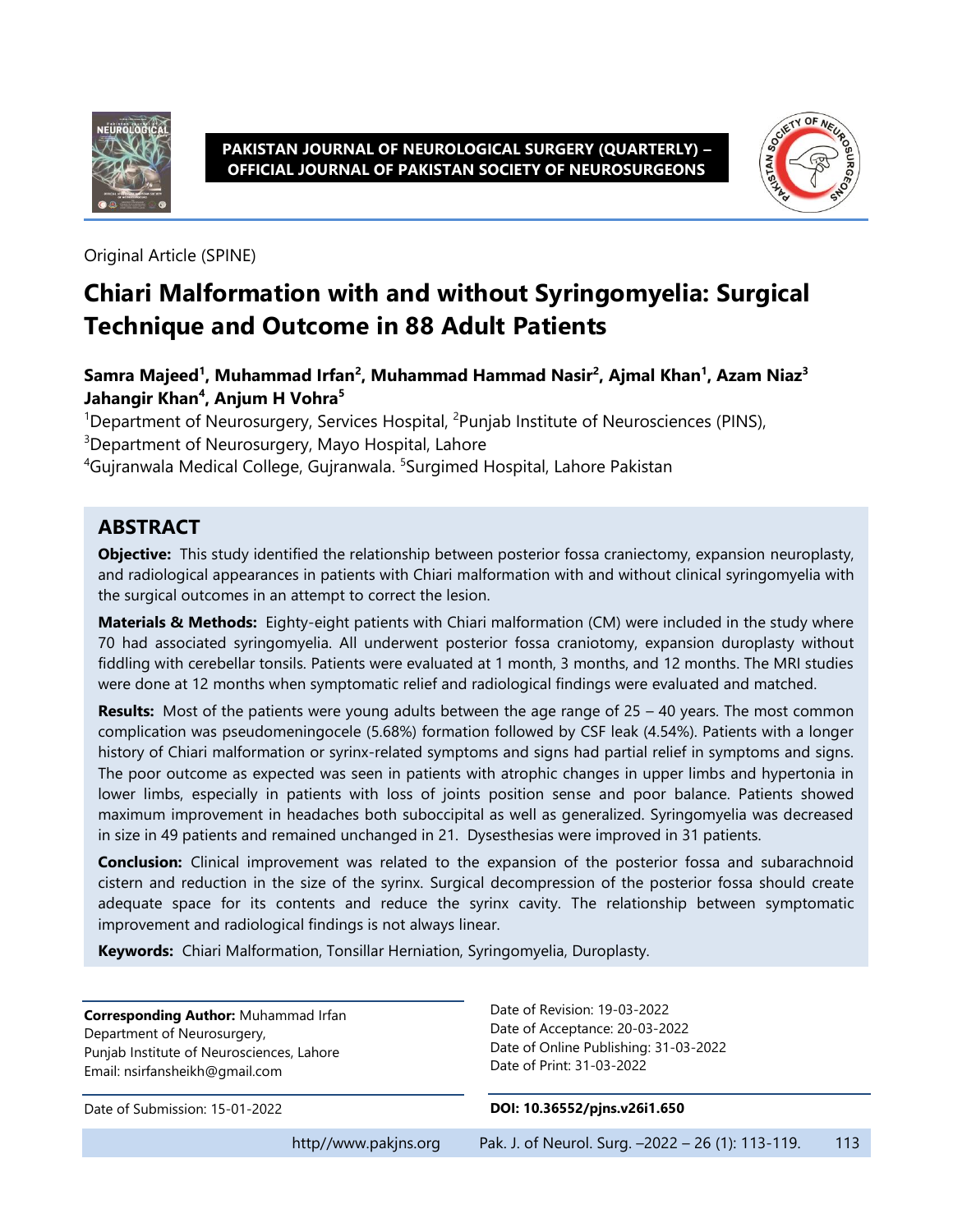Original Article (SPINE)

# Chiari Malformation with and without Syringomyelia: Surgical Technique and Outcome in 88 Adult Patients

**Samra Majeed[1], Muhammad Irfan[2], Muhammad Hammad Nasir[2], Ajmal Khan[1], Azam Niaz[3] Jahangir Khan[4], Anjum H Vohra[5]**

[1]Department of Neurosurgery, Services Hospital, [2]Punjab Institute of Neurosciences (PINS),
[3]Department of Neurosurgery, Mayo Hospital, Lahore
[4]Gujranwala Medical College, Gujranwala. [5]Surgimed Hospital, Lahore Pakistan

## ABSTRACT

**Objective:** This study identified the relationship between posterior fossa craniectomy, expansion neuroplasty, and radiological appearances in patients with Chiari malformation with and without clinical syringomyelia with the surgical outcomes in an attempt to correct the lesion.

**Materials & Methods:** Eighty-eight patients with Chiari malformation (CM) were included in the study where 70 had associated syringomyelia. All underwent posterior fossa craniotomy, expansion duroplasty without fiddling with cerebellar tonsils. Patients were evaluated at 1 month, 3 months, and 12 months. The MRI studies were done at 12 months when symptomatic relief and radiological findings were evaluated and matched.

**Results:** Most of the patients were young adults between the age range of 25 – 40 years. The most common complication was pseudomeningocele (5.68%) formation followed by CSF leak (4.54%). Patients with a longer history of Chiari malformation or syrinx-related symptoms and signs had partial relief in symptoms and signs. The poor outcome as expected was seen in patients with atrophic changes in upper limbs and hypertonia in lower limbs, especially in patients with loss of joints position sense and poor balance. Patients showed maximum improvement in headaches both suboccipital as well as generalized. Syringomyelia was decreased in size in 49 patients and remained unchanged in 21. Dysesthesias were improved in 31 patients.

**Conclusion:** Clinical improvement was related to the expansion of the posterior fossa and subarachnoid cistern and reduction in the size of the syrinx. Surgical decompression of the posterior fossa should create adequate space for its contents and reduce the syrinx cavity. The relationship between symptomatic improvement and radiological findings is not always linear.

**Keywords:** Chiari Malformation, Tonsillar Herniation, Syringomyelia, Duroplasty.

**Corresponding Author:** Muhammad Irfan
Department of Neurosurgery,
Punjab Institute of Neurosciences, Lahore
Email: nsirfansheikh@gmail.com

Date of Submission: 15-01-2022

Date of Revision: 19-03-2022
Date of Acceptance: 20-03-2022
Date of Online Publishing: 31-03-2022
Date of Print: 31-03-2022

**DOI: 10.36552/pjns.v26i1.650**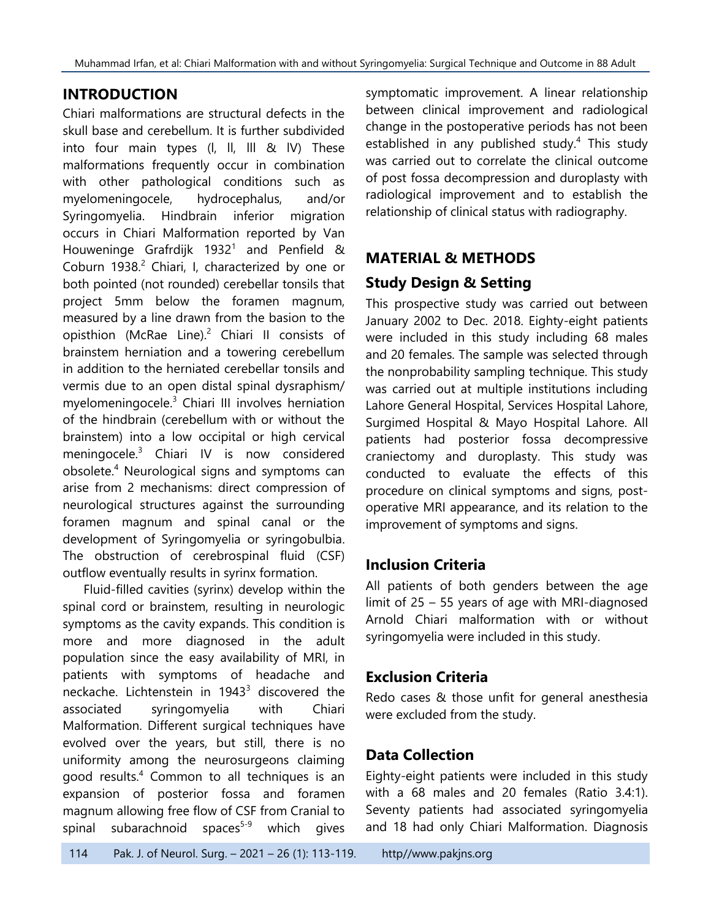## INTRODUCTION

Chiari malformations are structural defects in the skull base and cerebellum. It is further subdivided into four main types (l, ll, lll & lV) These malformations frequently occur in combination with other pathological conditions such as myelomeningocele, hydrocephalus, and/or Syringomyelia. Hindbrain inferior migration occurs in Chiari Malformation reported by Van Houweninge Grafrdijk 1932[1] and Penfield & Coburn 1938.[2] Chiari, I, characterized by one or both pointed (not rounded) cerebellar tonsils that project 5mm below the foramen magnum, measured by a line drawn from the basion to the opisthion (McRae Line).[2] Chiari II consists of brainstem herniation and a towering cerebellum in addition to the herniated cerebellar tonsils and vermis due to an open distal spinal dysraphism/ myelomeningocele.[3] Chiari III involves herniation of the hindbrain (cerebellum with or without the brainstem) into a low occipital or high cervical meningocele.[3] Chiari IV is now considered obsolete.[4] Neurological signs and symptoms can arise from 2 mechanisms: direct compression of neurological structures against the surrounding foramen magnum and spinal canal or the development of Syringomyelia or syringobulbia. The obstruction of cerebrospinal fluid (CSF) outflow eventually results in syrinx formation.

Fluid-filled cavities (syrinx) develop within the spinal cord or brainstem, resulting in neurologic symptoms as the cavity expands. This condition is more and more diagnosed in the adult population since the easy availability of MRI, in patients with symptoms of headache and neckache. Lichtenstein in 1943[3] discovered the associated syringomyelia with Chiari Malformation. Different surgical techniques have evolved over the years, but still, there is no uniformity among the neurosurgeons claiming good results.[4] Common to all techniques is an expansion of posterior fossa and foramen magnum allowing free flow of CSF from Cranial to spinal subarachnoid spaces[5-9] which gives symptomatic improvement. A linear relationship between clinical improvement and radiological change in the postoperative periods has not been established in any published study.[4] This study was carried out to correlate the clinical outcome of post fossa decompression and duroplasty with radiological improvement and to establish the relationship of clinical status with radiography.

## MATERIAL & METHODS

### Study Design & Setting

This prospective study was carried out between January 2002 to Dec. 2018. Eighty-eight patients were included in this study including 68 males and 20 females. The sample was selected through the nonprobability sampling technique. This study was carried out at multiple institutions including Lahore General Hospital, Services Hospital Lahore, Surgimed Hospital & Mayo Hospital Lahore. All patients had posterior fossa decompressive craniectomy and duroplasty. This study was conducted to evaluate the effects of this procedure on clinical symptoms and signs, post-operative MRI appearance, and its relation to the improvement of symptoms and signs.

### Inclusion Criteria

All patients of both genders between the age limit of 25 – 55 years of age with MRI-diagnosed Arnold Chiari malformation with or without syringomyelia were included in this study.

### Exclusion Criteria

Redo cases & those unfit for general anesthesia were excluded from the study.

### Data Collection

Eighty-eight patients were included in this study with a 68 males and 20 females (Ratio 3.4:1). Seventy patients had associated syringomyelia and 18 had only Chiari Malformation. Diagnosis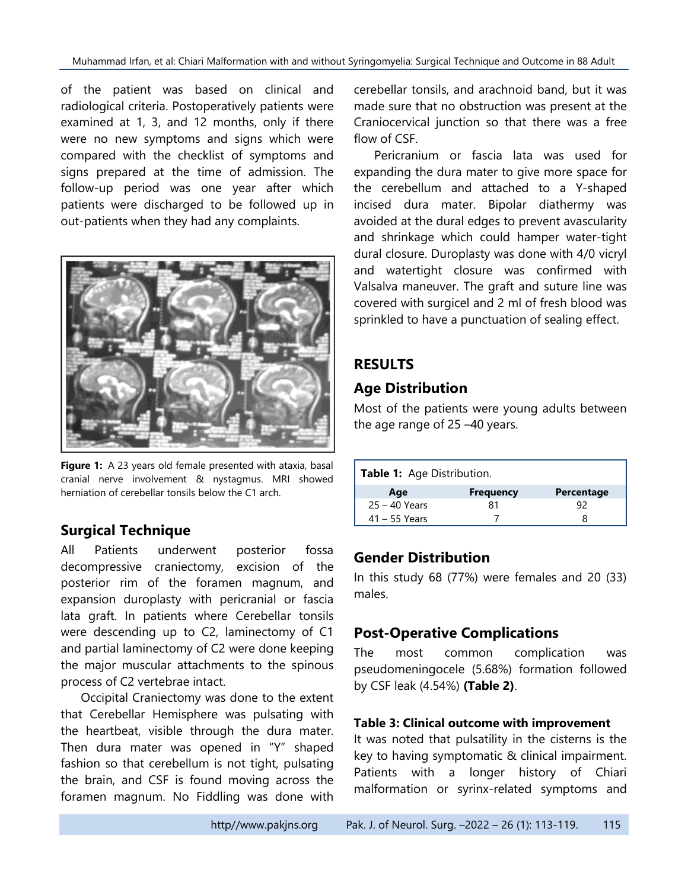of the patient was based on clinical and radiological criteria. Postoperatively patients were examined at 1, 3, and 12 months, only if there were no new symptoms and signs which were compared with the checklist of symptoms and signs prepared at the time of admission. The follow-up period was one year after which patients were discharged to be followed up in out-patients when they had any complaints.

**Figure 1:** A 23 years old female presented with ataxia, basal cranial nerve involvement & nystagmus. MRI showed herniation of cerebellar tonsils below the C1 arch.

## Surgical Technique

All Patients underwent posterior fossa decompressive craniectomy, excision of the posterior rim of the foramen magnum, and expansion duroplasty with pericranial or fascia lata graft. In patients where Cerebellar tonsils were descending up to C2, laminectomy of C1 and partial laminectomy of C2 were done keeping the major muscular attachments to the spinous process of C2 vertebrae intact.

Occipital Craniectomy was done to the extent that Cerebellar Hemisphere was pulsating with the heartbeat, visible through the dura mater. Then dura mater was opened in "Y" shaped fashion so that cerebellum is not tight, pulsating the brain, and CSF is found moving across the foramen magnum. No Fiddling was done with cerebellar tonsils, and arachnoid band, but it was made sure that no obstruction was present at the Craniocervical junction so that there was a free flow of CSF.

Pericranium or fascia lata was used for expanding the dura mater to give more space for the cerebellum and attached to a Y-shaped incised dura mater. Bipolar diathermy was avoided at the dural edges to prevent avascularity and shrinkage which could hamper water-tight dural closure. Duroplasty was done with 4/0 vicryl and watertight closure was confirmed with Valsalva maneuver. The graft and suture line was covered with surgicel and 2 ml of fresh blood was sprinkled to have a punctuation of sealing effect.

## RESULTS

### Age Distribution

Most of the patients were young adults between the age range of 25 –40 years.

**Table 1:** Age Distribution.

| Age | Frequency | Percentage |
|---|---|---|
| 25 – 40 Years | 81 | 92 |
| 41 – 55 Years | 7 | 8 |

### Gender Distribution

In this study 68 (77%) were females and 20 (33) males.

### Post-Operative Complications

The most common complication was pseudomeningocele (5.68%) formation followed by CSF leak (4.54%) **(Table 2)**.

#### Table 3: Clinical outcome with improvement

It was noted that pulsatility in the cisterns is the key to having symptomatic & clinical impairment. Patients with a longer history of Chiari malformation or syrinx-related symptoms and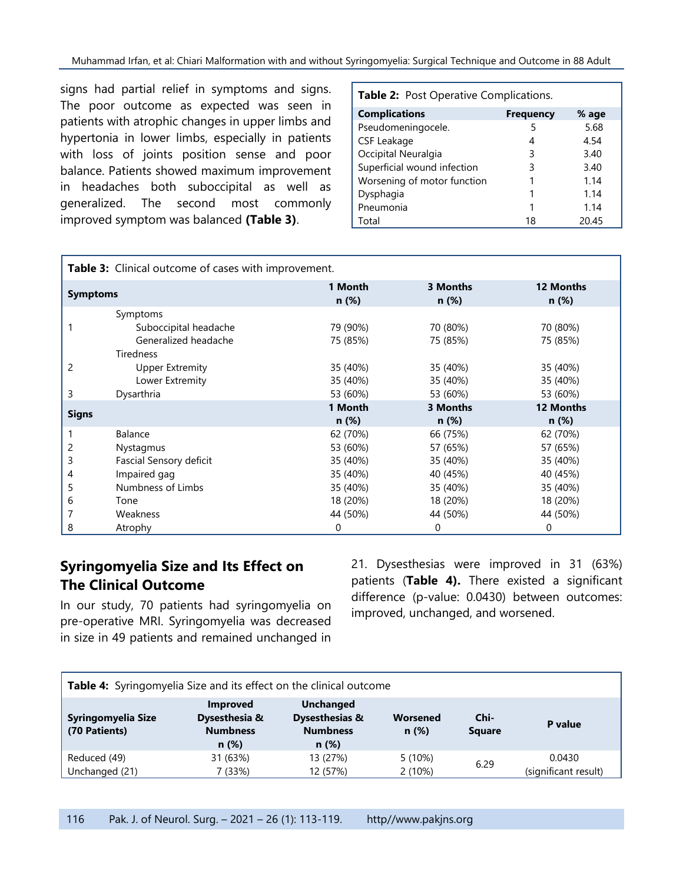signs had partial relief in symptoms and signs. The poor outcome as expected was seen in patients with atrophic changes in upper limbs and hypertonia in lower limbs, especially in patients with loss of joints position sense and poor balance. Patients showed maximum improvement in headaches both suboccipital as well as generalized. The second most commonly improved symptom was balanced **(Table 3)**.

**Table 2:** Post Operative Complications.

| Complications | Frequency | % age |
|---|---|---|
| Pseudomeningocele. | 5 | 5.68 |
| CSF Leakage | 4 | 4.54 |
| Occipital Neuralgia | 3 | 3.40 |
| Superficial wound infection | 3 | 3.40 |
| Worsening of motor function | 1 | 1.14 |
| Dysphagia | 1 | 1.14 |
| Pneumonia | 1 | 1.14 |
| Total | 18 | 20.45 |

**Table 3:** Clinical outcome of cases with improvement.

| Symptoms | | 1 Month n (%) | 3 Months n (%) | 12 Months n (%) |
|---|---|---|---|---|
| | Symptoms | | | |
| 1 | Suboccipital headache | 79 (90%) | 70 (80%) | 70 (80%) |
| | Generalized headache | 75 (85%) | 75 (85%) | 75 (85%) |
| | Tiredness | | | |
| 2 | Upper Extremity | 35 (40%) | 35 (40%) | 35 (40%) |
| | Lower Extremity | 35 (40%) | 35 (40%) | 35 (40%) |
| 3 | Dysarthria | 53 (60%) | 53 (60%) | 53 (60%) |
| **Signs** | | **1 Month n (%)** | **3 Months n (%)** | **12 Months n (%)** |
| 1 | Balance | 62 (70%) | 66 (75%) | 62 (70%) |
| 2 | Nystagmus | 53 (60%) | 57 (65%) | 57 (65%) |
| 3 | Fascial Sensory deficit | 35 (40%) | 35 (40%) | 35 (40%) |
| 4 | Impaired gag | 35 (40%) | 40 (45%) | 40 (45%) |
| 5 | Numbness of Limbs | 35 (40%) | 35 (40%) | 35 (40%) |
| 6 | Tone | 18 (20%) | 18 (20%) | 18 (20%) |
| 7 | Weakness | 44 (50%) | 44 (50%) | 44 (50%) |
| 8 | Atrophy | 0 | 0 | 0 |

## Syringomyelia Size and Its Effect on The Clinical Outcome

In our study, 70 patients had syringomyelia on pre-operative MRI. Syringomyelia was decreased in size in 49 patients and remained unchanged in 21. Dysesthesias were improved in 31 (63%) patients (**Table 4).** There existed a significant difference (p-value: 0.0430) between outcomes: improved, unchanged, and worsened.

**Table 4:** Syringomyelia Size and its effect on the clinical outcome

| Syringomyelia Size (70 Patients) | Improved Dysesthesia & Numbness n (%) | Unchanged Dysesthesias & Numbness n (%) | Worsened n (%) | Chi-Square | P value |
|---|---|---|---|---|---|
| Reduced (49) | 31 (63%) | 13 (27%) | 5 (10%) | 6.29 | 0.0430 (significant result) |
| Unchanged (21) | 7 (33%) | 12 (57%) | 2 (10%) | | |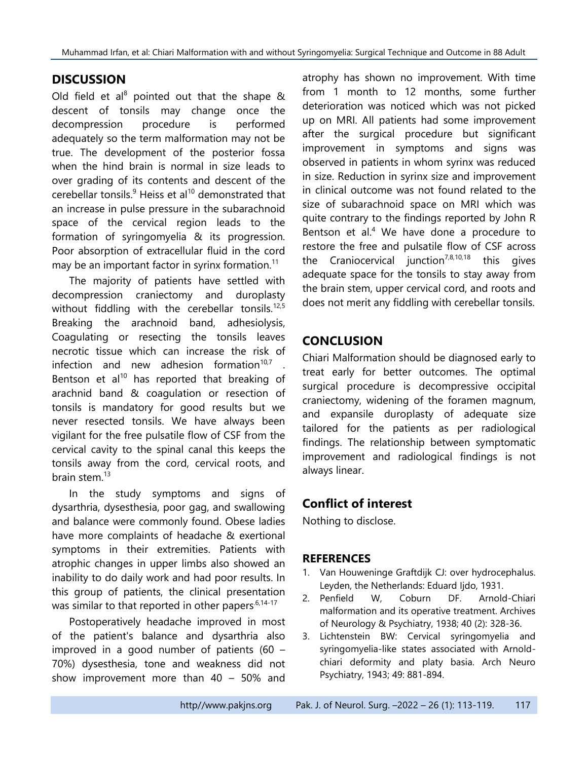## DISCUSSION

Old field et al[8] pointed out that the shape & descent of tonsils may change once the decompression procedure is performed adequately so the term malformation may not be true. The development of the posterior fossa when the hind brain is normal in size leads to over grading of its contents and descent of the cerebellar tonsils.[9] Heiss et al[10] demonstrated that an increase in pulse pressure in the subarachnoid space of the cervical region leads to the formation of syringomyelia & its progression. Poor absorption of extracellular fluid in the cord may be an important factor in syrinx formation.[11]

The majority of patients have settled with decompression craniectomy and duroplasty without fiddling with the cerebellar tonsils.[12,5] Breaking the arachnoid band, adhesiolysis, Coagulating or resecting the tonsils leaves necrotic tissue which can increase the risk of infection and new adhesion formation[10,7] . Bentson et al[10] has reported that breaking of arachnid band & coagulation or resection of tonsils is mandatory for good results but we never resected tonsils. We have always been vigilant for the free pulsatile flow of CSF from the cervical cavity to the spinal canal this keeps the tonsils away from the cord, cervical roots, and brain stem.[13]

In the study symptoms and signs of dysarthria, dysesthesia, poor gag, and swallowing and balance were commonly found. Obese ladies have more complaints of headache & exertional symptoms in their extremities. Patients with atrophic changes in upper limbs also showed an inability to do daily work and had poor results. In this group of patients, the clinical presentation was similar to that reported in other papers[6,14-17]

Postoperatively headache improved in most of the patient's balance and dysarthria also improved in a good number of patients (60 – 70%) dysesthesia, tone and weakness did not show improvement more than 40 – 50% and atrophy has shown no improvement. With time from 1 month to 12 months, some further deterioration was noticed which was not picked up on MRI. All patients had some improvement after the surgical procedure but significant improvement in symptoms and signs was observed in patients in whom syrinx was reduced in size. Reduction in syrinx size and improvement in clinical outcome was not found related to the size of subarachnoid space on MRI which was quite contrary to the findings reported by John R Bentson et al.[4] We have done a procedure to restore the free and pulsatile flow of CSF across the Craniocervical junction[7,8,10,18] this gives adequate space for the tonsils to stay away from the brain stem, upper cervical cord, and roots and does not merit any fiddling with cerebellar tonsils.

## CONCLUSION

Chiari Malformation should be diagnosed early to treat early for better outcomes. The optimal surgical procedure is decompressive occipital craniectomy, widening of the foramen magnum, and expansile duroplasty of adequate size tailored for the patients as per radiological findings. The relationship between symptomatic improvement and radiological findings is not always linear.

## Conflict of interest

Nothing to disclose.

### REFERENCES

1. Van Houweninge Graftdijk CJ: over hydrocephalus. Leyden, the Netherlands: Eduard Ijdo, 1931.
2. Penfield W, Coburn DF. Arnold-Chiari malformation and its operative treatment. Archives of Neurology & Psychiatry, 1938; 40 (2): 328-36.
3. Lichtenstein BW: Cervical syringomyelia and syringomyelia-like states associated with Arnold-chiari deformity and platy basia. Arch Neuro Psychiatry, 1943; 49: 881-894.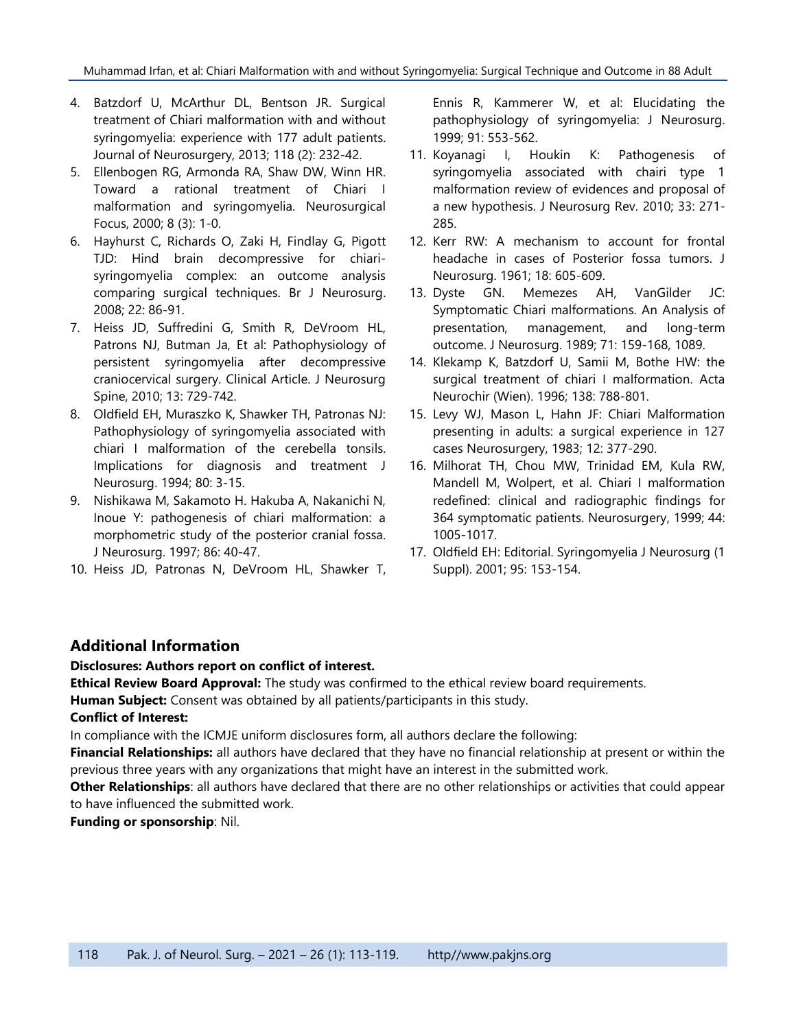4. Batzdorf U, McArthur DL, Bentson JR. Surgical treatment of Chiari malformation with and without syringomyelia: experience with 177 adult patients. Journal of Neurosurgery, 2013; 118 (2): 232-42.
5. Ellenbogen RG, Armonda RA, Shaw DW, Winn HR. Toward a rational treatment of Chiari I malformation and syringomyelia. Neurosurgical Focus, 2000; 8 (3): 1-0.
6. Hayhurst C, Richards O, Zaki H, Findlay G, Pigott TJD: Hind brain decompressive for chiari-syringomyelia complex: an outcome analysis comparing surgical techniques. Br J Neurosurg. 2008; 22: 86-91.
7. Heiss JD, Suffredini G, Smith R, DeVroom HL, Patrons NJ, Butman Ja, Et al: Pathophysiology of persistent syringomyelia after decompressive craniocervical surgery. Clinical Article. J Neurosurg Spine, 2010; 13: 729-742.
8. Oldfield EH, Muraszko K, Shawker TH, Patronas NJ: Pathophysiology of syringomyelia associated with chiari I malformation of the cerebella tonsils. Implications for diagnosis and treatment J Neurosurg. 1994; 80: 3-15.
9. Nishikawa M, Sakamoto H. Hakuba A, Nakanichi N, Inoue Y: pathogenesis of chiari malformation: a morphometric study of the posterior cranial fossa. J Neurosurg. 1997; 86: 40-47.
10. Heiss JD, Patronas N, DeVroom HL, Shawker T, Ennis R, Kammerer W, et al: Elucidating the pathophysiology of syringomyelia: J Neurosurg. 1999; 91: 553-562.
11. Koyanagi I, Houkin K: Pathogenesis of syringomyelia associated with chairi type 1 malformation review of evidences and proposal of a new hypothesis. J Neurosurg Rev. 2010; 33: 271-285.
12. Kerr RW: A mechanism to account for frontal headache in cases of Posterior fossa tumors. J Neurosurg. 1961; 18: 605-609.
13. Dyste GN. Memezes AH, VanGilder JC: Symptomatic Chiari malformations. An Analysis of presentation, management, and long-term outcome. J Neurosurg. 1989; 71: 159-168, 1089.
14. Klekamp K, Batzdorf U, Samii M, Bothe HW: the surgical treatment of chiari I malformation. Acta Neurochir (Wien). 1996; 138: 788-801.
15. Levy WJ, Mason L, Hahn JF: Chiari Malformation presenting in adults: a surgical experience in 127 cases Neurosurgery, 1983; 12: 377-290.
16. Milhorat TH, Chou MW, Trinidad EM, Kula RW, Mandell M, Wolpert, et al. Chiari I malformation redefined: clinical and radiographic findings for 364 symptomatic patients. Neurosurgery, 1999; 44: 1005-1017.
17. Oldfield EH: Editorial. Syringomyelia J Neurosurg (1 Suppl). 2001; 95: 153-154.

## Additional Information

**Disclosures: Authors report on conflict of interest.**

**Ethical Review Board Approval:** The study was confirmed to the ethical review board requirements.

**Human Subject:** Consent was obtained by all patients/participants in this study.

**Conflict of Interest:**

In compliance with the ICMJE uniform disclosures form, all authors declare the following:

**Financial Relationships:** all authors have declared that they have no financial relationship at present or within the previous three years with any organizations that might have an interest in the submitted work.

**Other Relationships**: all authors have declared that there are no other relationships or activities that could appear to have influenced the submitted work.

**Funding or sponsorship**: Nil.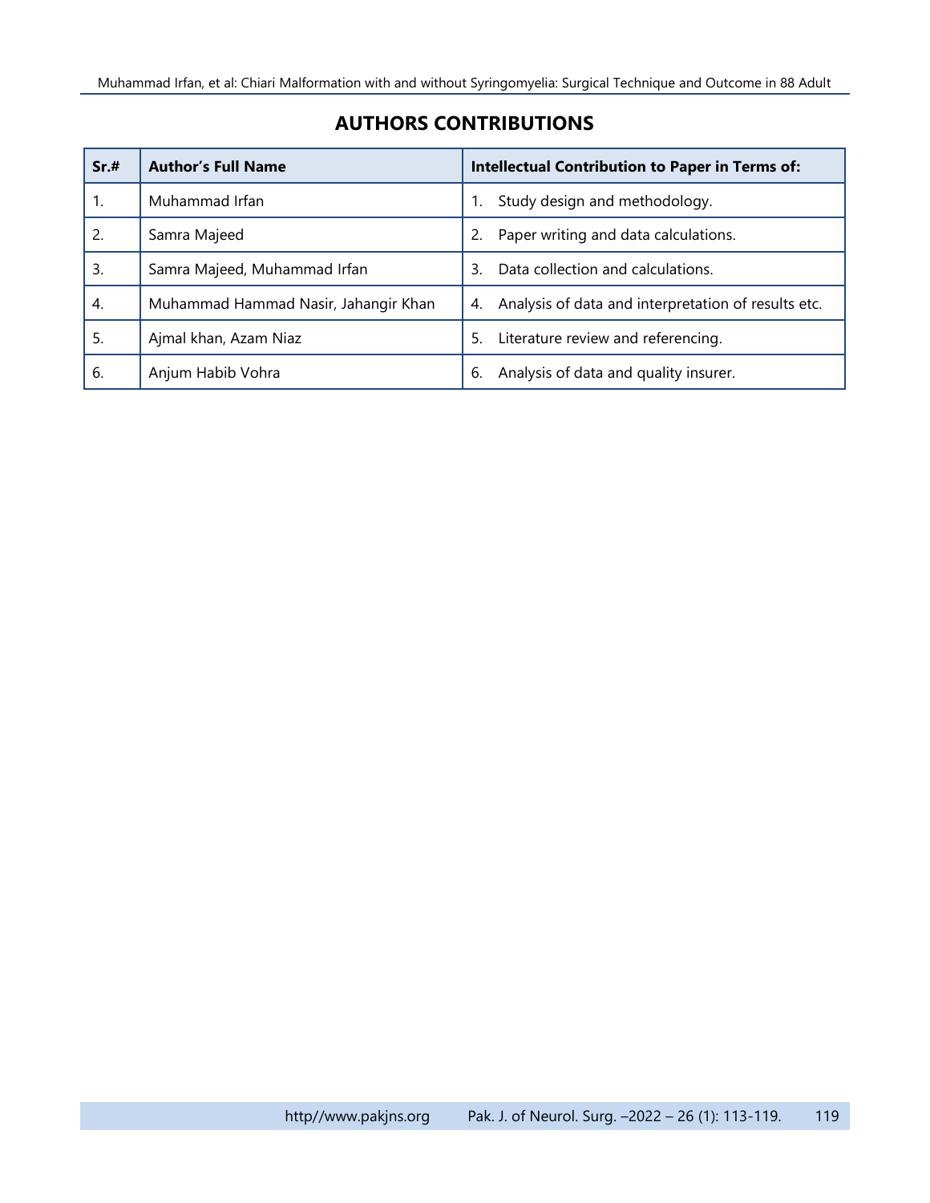## AUTHORS CONTRIBUTIONS

| Sr.# | Author's Full Name | Intellectual Contribution to Paper in Terms of: |
|---|---|---|
| 1. | Muhammad Irfan | 1. Study design and methodology. |
| 2. | Samra Majeed | 2. Paper writing and data calculations. |
| 3. | Samra Majeed, Muhammad Irfan | 3. Data collection and calculations. |
| 4. | Muhammad Hammad Nasir, Jahangir Khan | 4. Analysis of data and interpretation of results etc. |
| 5. | Ajmal khan, Azam Niaz | 5. Literature review and referencing. |
| 6. | Anjum Habib Vohra | 6. Analysis of data and quality insurer. |